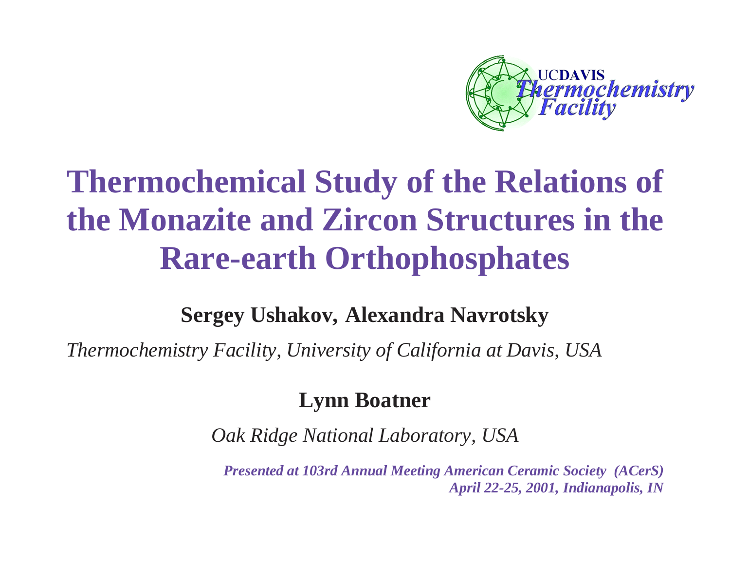UCDAVIS *Thermochemistry Facility*

# Thermochemical Study of the Relations of the Monazite and Zircon Structures in the Rare-earth Orthophosphates

**Sergey Ushakov, Alexandra Navrotsky**

*Thermochemistry Facility, University of California at Davis, USA*

**Lynn Boatner**

*Oak Ridge National Laboratory, USA*

***Presented at 103rd Annual Meeting American Ceramic Society (ACerS)***
***April 22-25, 2001, Indianapolis, IN***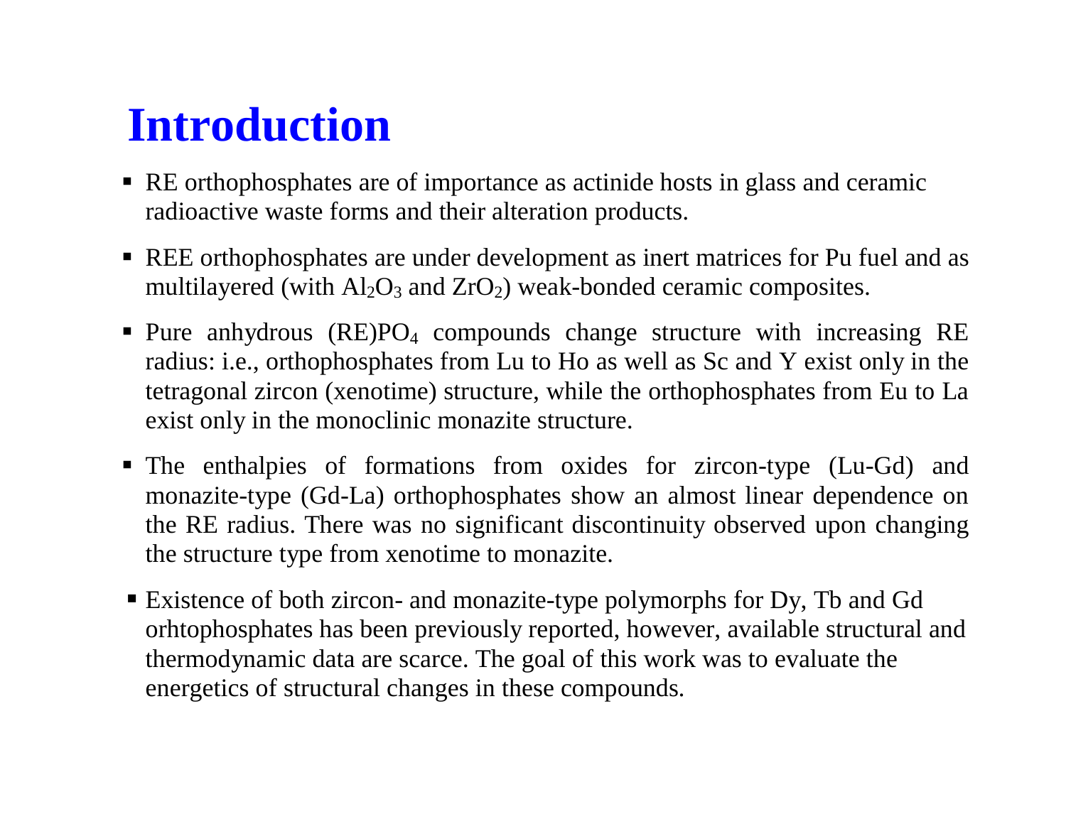# Introduction

- RE orthophosphates are of importance as actinide hosts in glass and ceramic radioactive waste forms and their alteration products.
- REE orthophosphates are under development as inert matrices for Pu fuel and as multilayered (with $Al_2O_3$ and $ZrO_2$) weak-bonded ceramic composites.
- Pure anhydrous (RE)$PO_4$ compounds change structure with increasing RE radius: i.e., orthophosphates from Lu to Ho as well as Sc and Y exist only in the tetragonal zircon (xenotime) structure, while the orthophosphates from Eu to La exist only in the monoclinic monazite structure.
- The enthalpies of formations from oxides for zircon-type (Lu-Gd) and monazite-type (Gd-La) orthophosphates show an almost linear dependence on the RE radius. There was no significant discontinuity observed upon changing the structure type from xenotime to monazite.
- Existence of both zircon- and monazite-type polymorphs for Dy, Tb and Gd orhtophosphates has been previously reported, however, available structural and thermodynamic data are scarce. The goal of this work was to evaluate the energetics of structural changes in these compounds.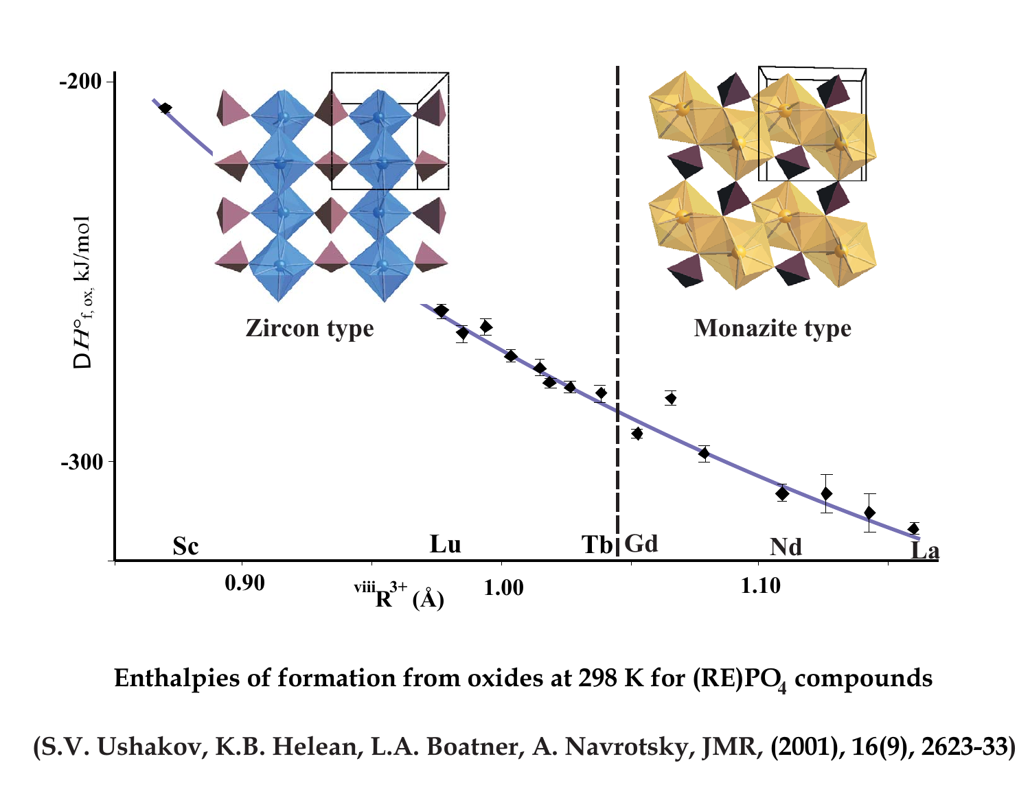**Enthalpies of formation from oxides at 298 K for (RE)$PO_4$ compounds**

**(S.V. Ushakov, K.B. Helean, L.A. Boatner, A. Navrotsky, JMR, (2001), 16(9), 2623-33)**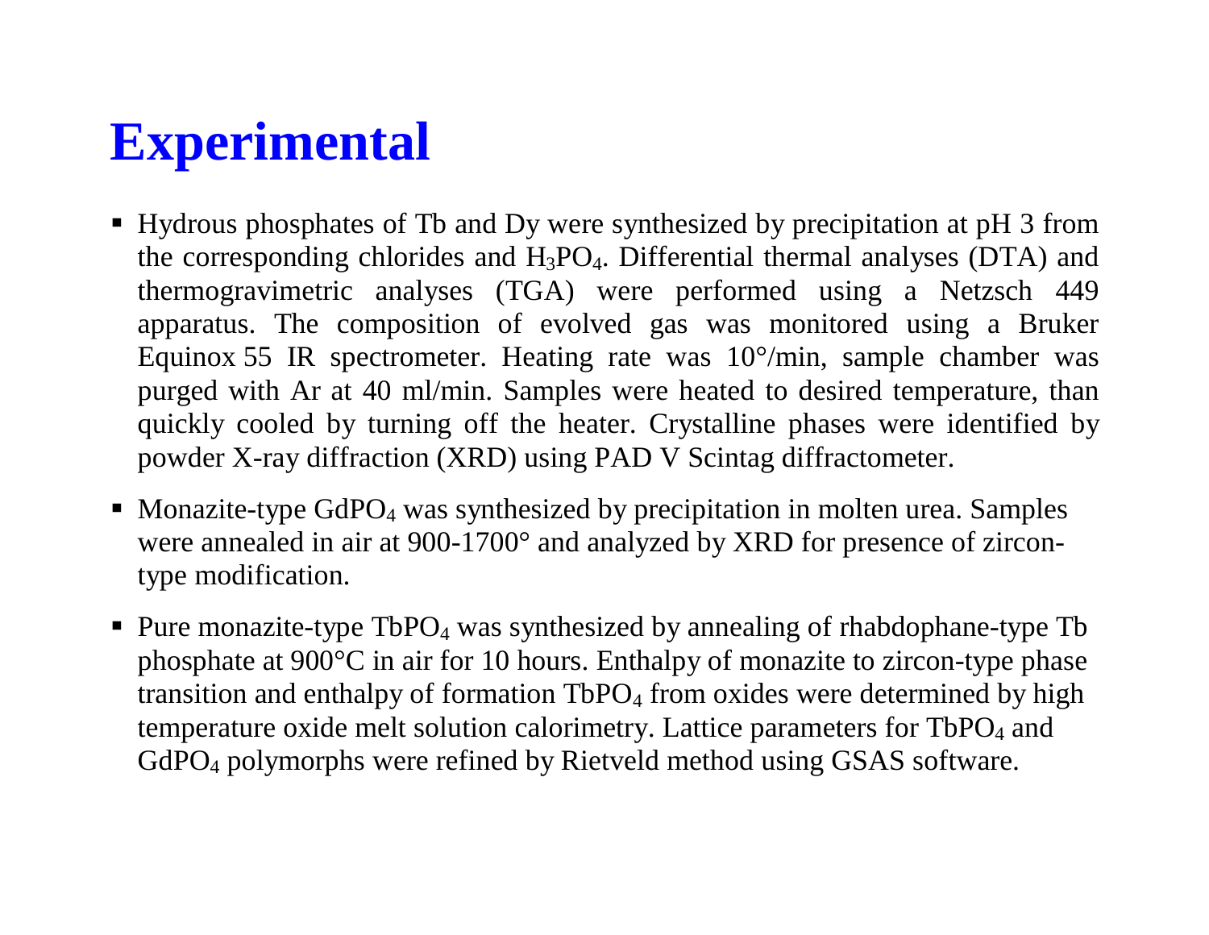# Experimental

- Hydrous phosphates of Tb and Dy were synthesized by precipitation at pH 3 from the corresponding chlorides and $H_3PO_4$. Differential thermal analyses (DTA) and thermogravimetric analyses (TGA) were performed using a Netzsch 449 apparatus. The composition of evolved gas was monitored using a Bruker Equinox 55 IR spectrometer. Heating rate was 10°/min, sample chamber was purged with Ar at 40 ml/min. Samples were heated to desired temperature, than quickly cooled by turning off the heater. Crystalline phases were identified by powder X-ray diffraction (XRD) using PAD V Scintag diffractometer.
- Monazite-type $GdPO_4$ was synthesized by precipitation in molten urea. Samples were annealed in air at 900-1700° and analyzed by XRD for presence of zircon-type modification.
- Pure monazite-type $TbPO_4$ was synthesized by annealing of rhabdophane-type Tb phosphate at 900°C in air for 10 hours. Enthalpy of monazite to zircon-type phase transition and enthalpy of formation $TbPO_4$ from oxides were determined by high temperature oxide melt solution calorimetry. Lattice parameters for $TbPO_4$ and $GdPO_4$ polymorphs were refined by Rietveld method using GSAS software.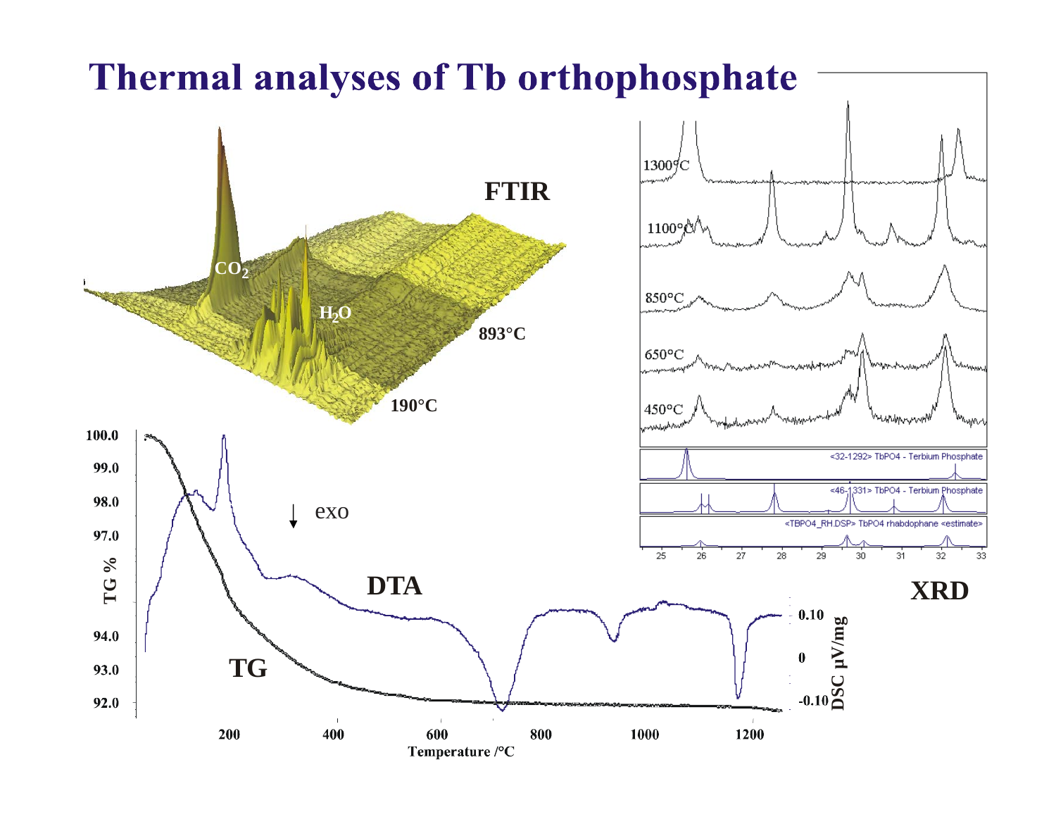# Thermal analyses of Tb orthophosphate

FTIR

$CO_2$

$H_2O$

893°C

190°C

XRD

1300°C

1100°C

850°C

650°C

450°C

<32-1292> TbPO4 - Terbium Phosphate

<46-1331> TbPO4 - Terbium Phosphate

<TBPO4_RH.DSP> TbPO4 rhabdophane <estimate>

25 26 27 28 29 30 31 32 33

TG % : 100.0, 99.0, 98.0, 97.0, 94.0, 93.0, 92.0

exo

DTA

TG

DSC µV/mg : 0.10, 0, -0.10

Temperature /°C : 200, 400, 600, 800, 1000, 1200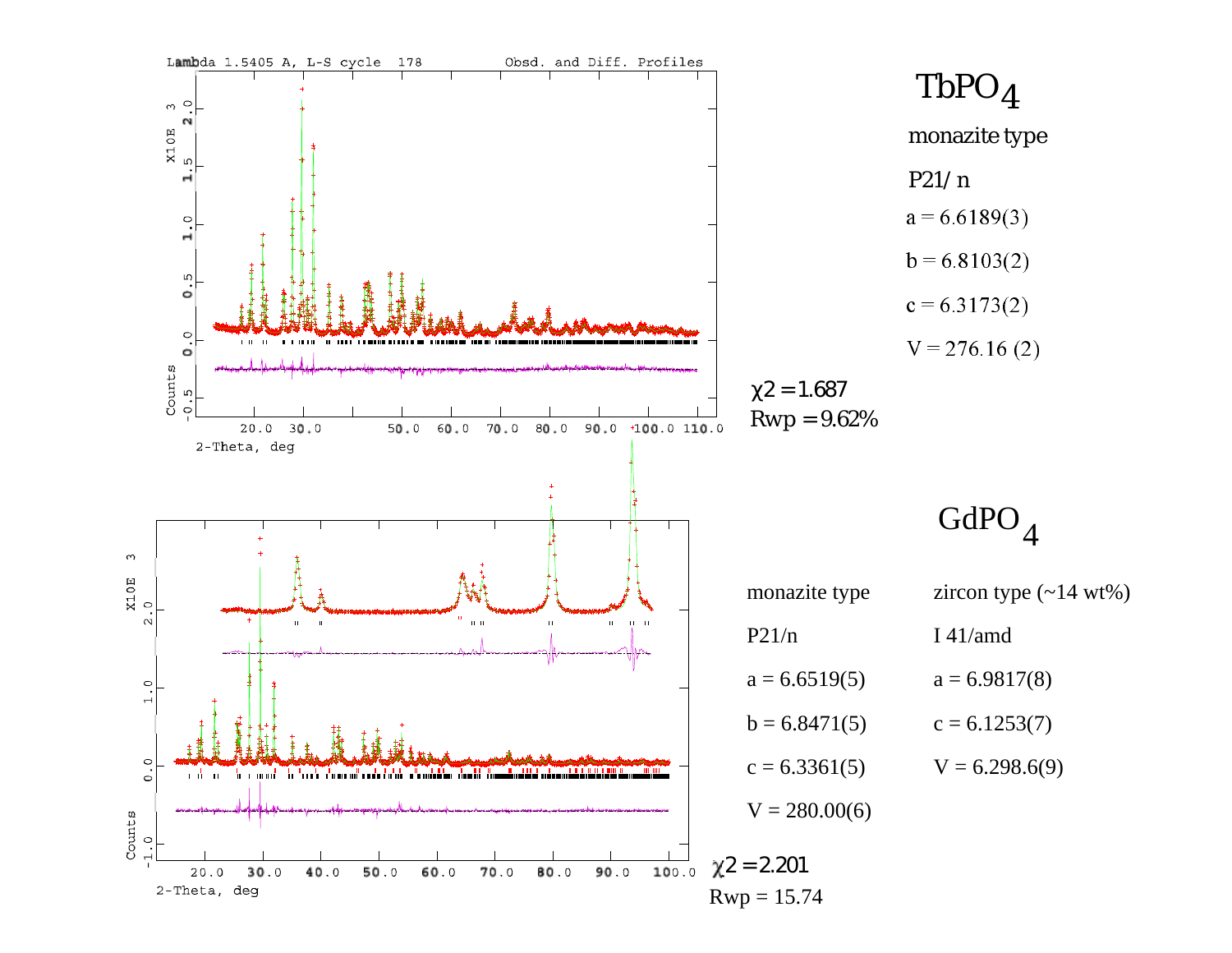# $TbPO_4$

monazite type

$P2_1/n$

a = 6.6189(3)

b = 6.8103(2)

c = 6.3173(2)

V = 276.16 (2)

$\chi^2 = 1.687$

Rwp = 9.62%

# $GdPO_4$

| monazite type | zircon type (~14 wt%) |
|---|---|
| $P2_1/n$ | $I4_1/amd$ |
| a = 6.6519(5) | a = 6.9817(8) |
| b = 6.8471(5) | c = 6.1253(7) |
| c = 6.3361(5) | V = 6.298.6(9) |
| V = 280.00(6) | |

$\chi^2 = 2.201$

Rwp = 15.74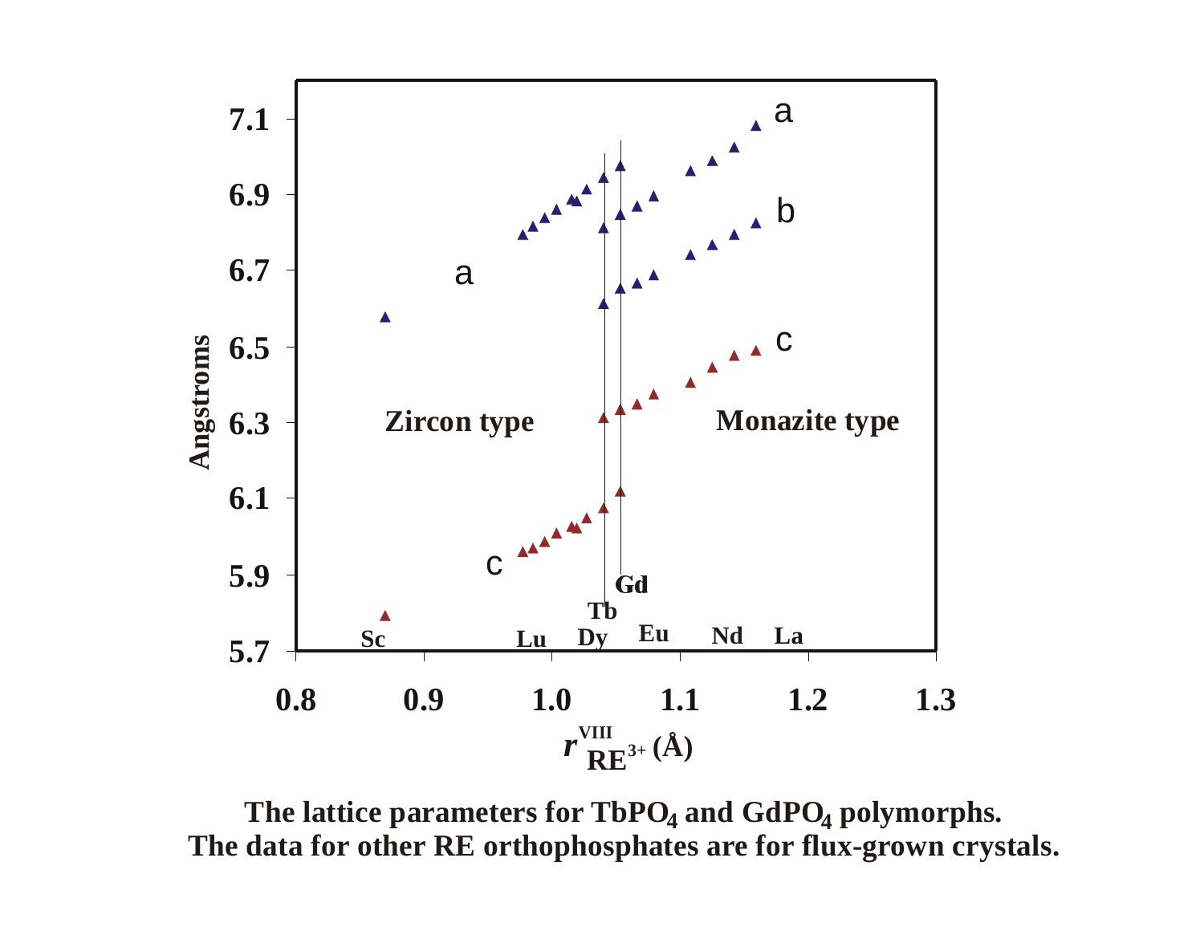Angstroms

7.1

6.9

6.7

6.5

6.3

6.1

5.9

5.7

0.8 0.9 1.0 1.1 1.2 1.3

$r^{VIII}_{RE^{3+}}$ (Å)

a

a

b

c

c

Zircon type

Monazite type

Sc Lu Tb Dy Gd Eu Nd La

**The lattice parameters for $TbPO_4$ and $GdPO_4$ polymorphs.**
**The data for other RE orthophosphates are for flux-grown crystals.**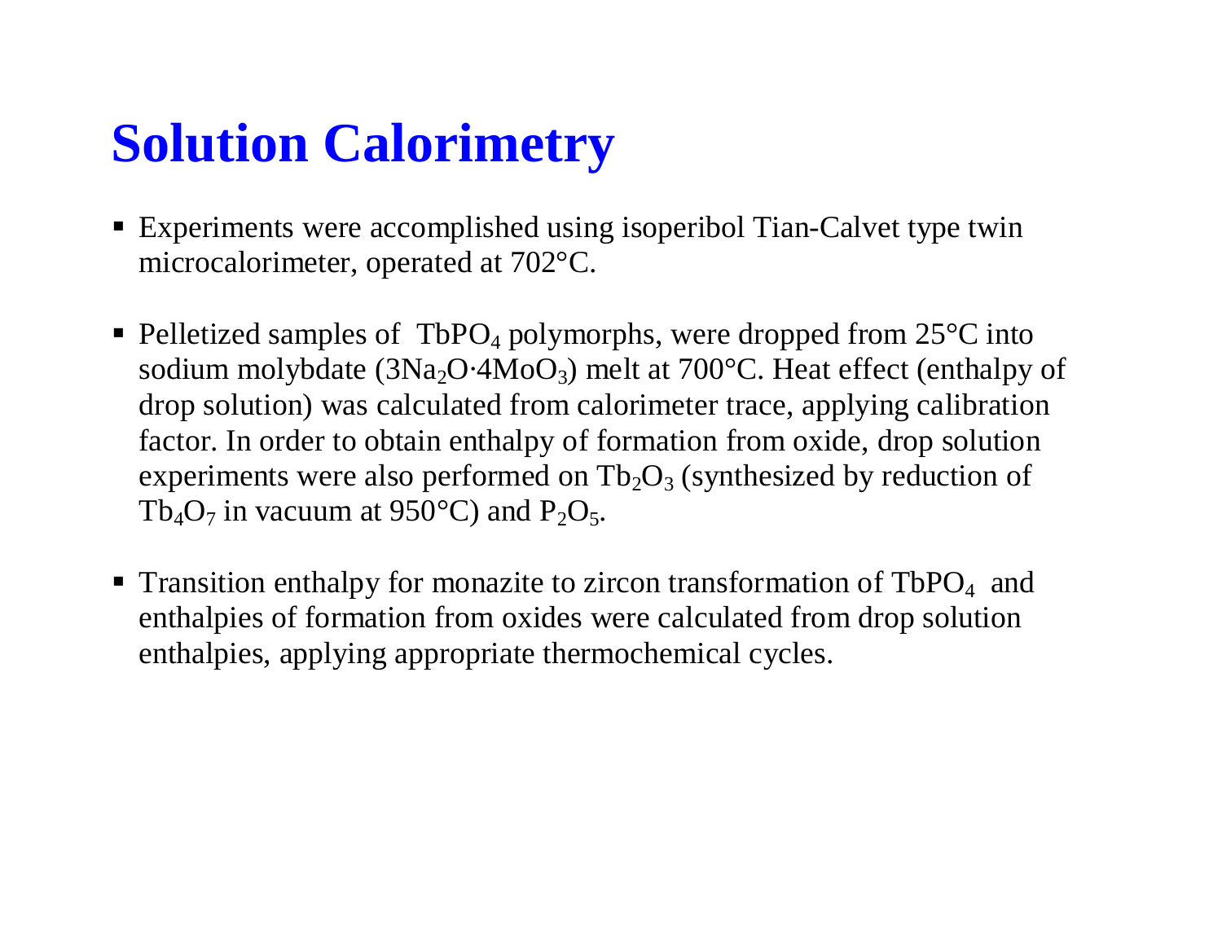# Solution Calorimetry

- Experiments were accomplished using isoperibol Tian-Calvet type twin microcalorimeter, operated at 702°C.

- Pelletized samples of $TbPO_4$ polymorphs, were dropped from 25°C into sodium molybdate ($3Na_2O·4MoO_3$) melt at 700°C. Heat effect (enthalpy of drop solution) was calculated from calorimeter trace, applying calibration factor. In order to obtain enthalpy of formation from oxide, drop solution experiments were also performed on $Tb_2O_3$ (synthesized by reduction of $Tb_4O_7$ in vacuum at 950°C) and $P_2O_5$.

- Transition enthalpy for monazite to zircon transformation of $TbPO_4$ and enthalpies of formation from oxides were calculated from drop solution enthalpies, applying appropriate thermochemical cycles.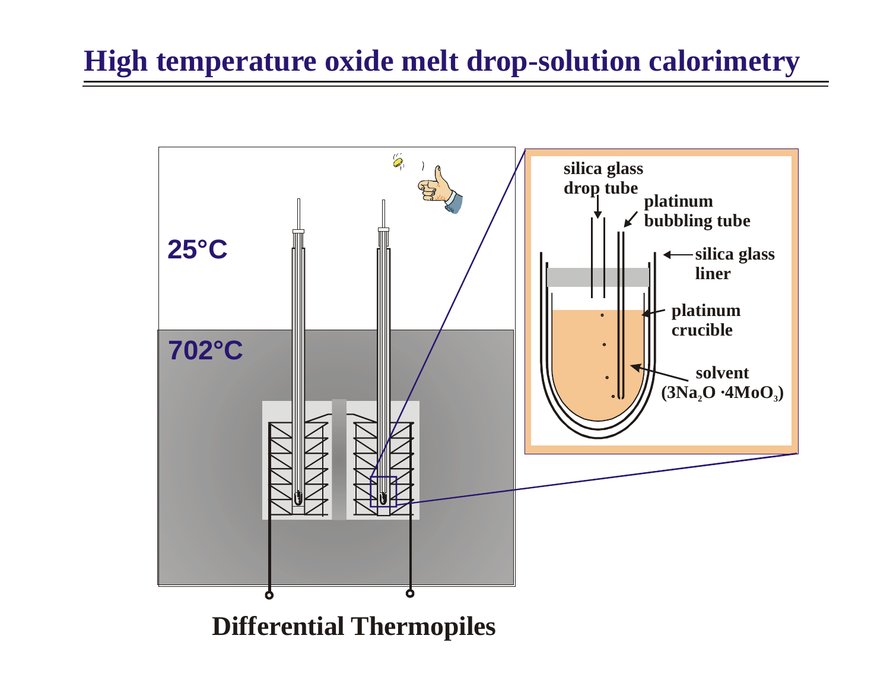# High temperature oxide melt drop-solution calorimetry

25°C

702°C

silica glass drop tube

platinum bubbling tube

silica glass liner

platinum crucible

solvent ($3Na_2O \cdot 4MoO_3$)

**Differential Thermopiles**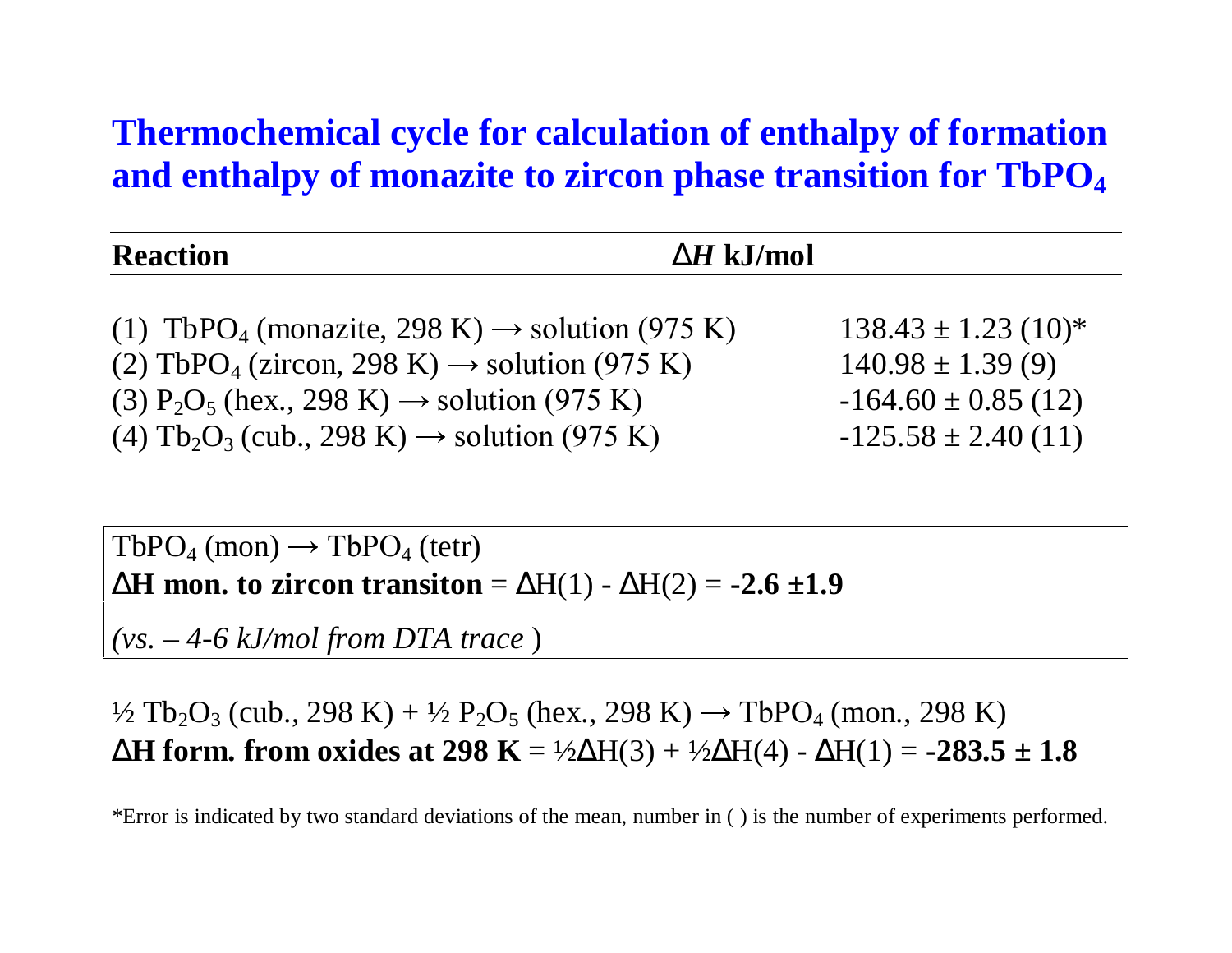# Thermochemical cycle for calculation of enthalpy of formation and enthalpy of monazite to zircon phase transition for $TbPO_4$

| **Reaction** | **$\Delta H$ kJ/mol** |
|---|---|
| (1) $TbPO_4$ (monazite, 298 K) → solution (975 K) | $138.43 \pm 1.23$ (10)* |
| (2) $TbPO_4$ (zircon, 298 K) → solution (975 K) | $140.98 \pm 1.39$ (9) |
| (3) $P_2O_5$ (hex., 298 K) → solution (975 K) | $-164.60 \pm 0.85$ (12) |
| (4) $Tb_2O_3$ (cub., 298 K) → solution (975 K) | $-125.58 \pm 2.40$ (11) |

$TbPO_4$ (mon) → $TbPO_4$ (tetr)

**ΔH mon. to zircon transiton** = ΔH(1) - ΔH(2) = **$-2.6 \pm 1.9$**

*(vs. – 4-6 kJ/mol from DTA trace* )

½ $Tb_2O_3$ (cub., 298 K) + ½ $P_2O_5$ (hex., 298 K) → $TbPO_4$ (mon., 298 K)

**ΔH form. from oxides at 298 K** = ½ΔH(3) + ½ΔH(4) - ΔH(1) = **$-283.5 \pm 1.8$**

*Error is indicated by two standard deviations of the mean, number in ( ) is the number of experiments performed.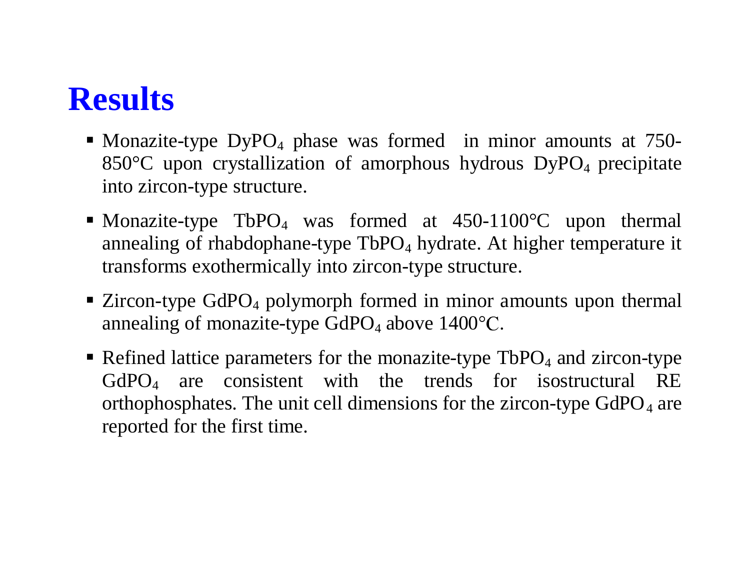# Results

- Monazite-type $DyPO_4$ phase was formed in minor amounts at 750-850°C upon crystallization of amorphous hydrous $DyPO_4$ precipitate into zircon-type structure.
- Monazite-type $TbPO_4$ was formed at 450-1100°C upon thermal annealing of rhabdophane-type $TbPO_4$ hydrate. At higher temperature it transforms exothermically into zircon-type structure.
- Zircon-type $GdPO_4$ polymorph formed in minor amounts upon thermal annealing of monazite-type $GdPO_4$ above 1400°C.
- Refined lattice parameters for the monazite-type $TbPO_4$ and zircon-type $GdPO_4$ are consistent with the trends for isostructural RE orthophosphates. The unit cell dimensions for the zircon-type $GdPO_4$ are reported for the first time.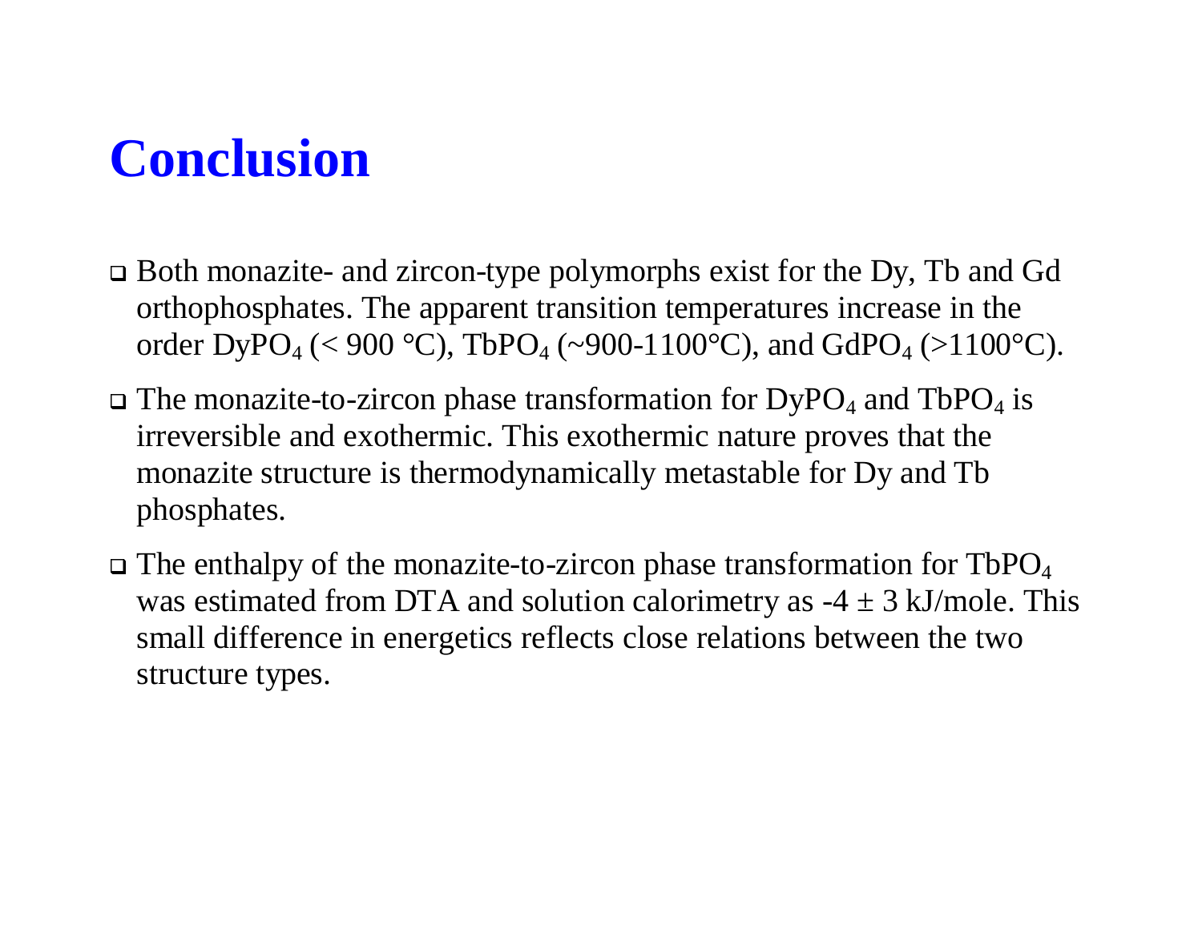# Conclusion

- Both monazite- and zircon-type polymorphs exist for the Dy, Tb and Gd orthophosphates. The apparent transition temperatures increase in the order $DyPO_4$ (< 900 °C), $TbPO_4$ (~900-1100°C), and $GdPO_4$ (>1100°C).
- The monazite-to-zircon phase transformation for $DyPO_4$ and $TbPO_4$ is irreversible and exothermic. This exothermic nature proves that the monazite structure is thermodynamically metastable for Dy and Tb phosphates.
- The enthalpy of the monazite-to-zircon phase transformation for $TbPO_4$ was estimated from DTA and solution calorimetry as $-4 \pm 3$ kJ/mole. This small difference in energetics reflects close relations between the two structure types.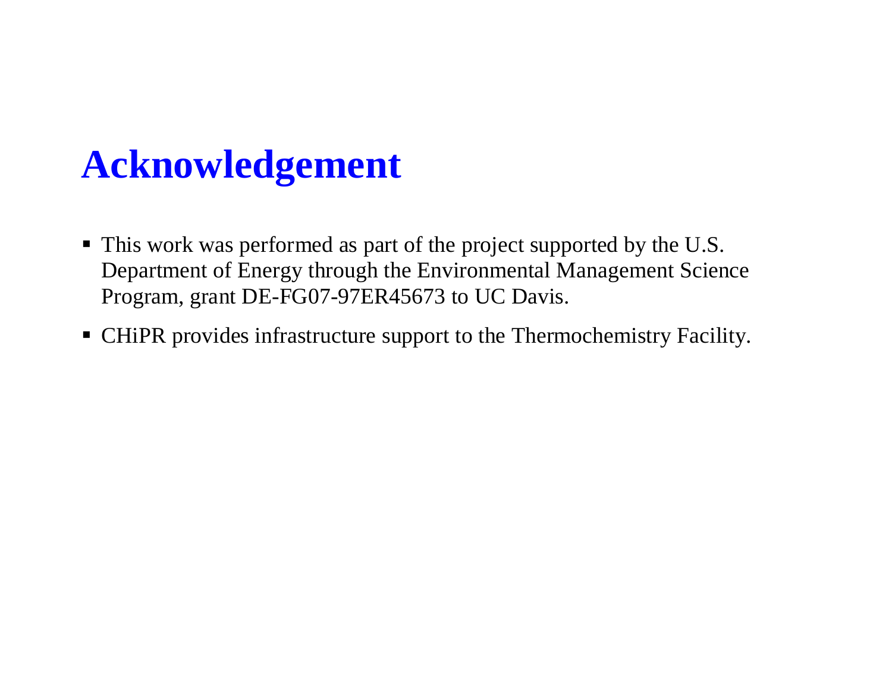# Acknowledgement

- This work was performed as part of the project supported by the U.S. Department of Energy through the Environmental Management Science Program, grant DE-FG07-97ER45673 to UC Davis.
- CHiPR provides infrastructure support to the Thermochemistry Facility.